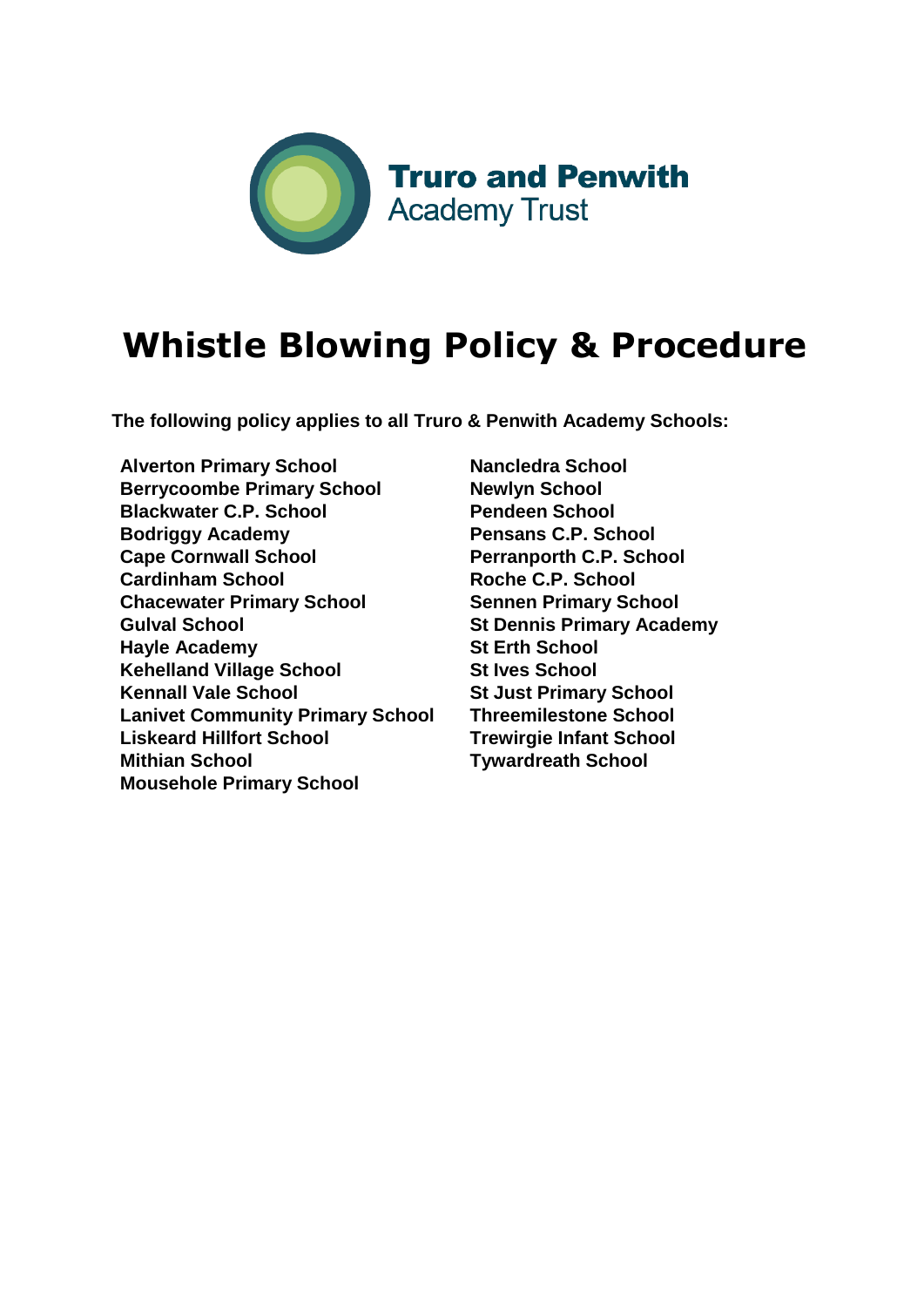**Truro and Penwith**
Academy Trust

# Whistle Blowing Policy & Procedure

**The following policy applies to all Truro & Penwith Academy Schools:**

**Alverton Primary School**
**Berrycoombe Primary School**
**Blackwater C.P. School**
**Bodriggy Academy**
**Cape Cornwall School**
**Cardinham School**
**Chacewater Primary School**
**Gulval School**
**Hayle Academy**
**Kehelland Village School**
**Kennall Vale School**
**Lanivet Community Primary School**
**Liskeard Hillfort School**
**Mithian School**
**Mousehole Primary School**
**Nancledra School**
**Newlyn School**
**Pendeen School**
**Pensans C.P. School**
**Perranporth C.P. School**
**Roche C.P. School**
**Sennen Primary School**
**St Dennis Primary Academy**
**St Erth School**
**St Ives School**
**St Just Primary School**
**Threemilestone School**
**Trewirgie Infant School**
**Tywardreath School**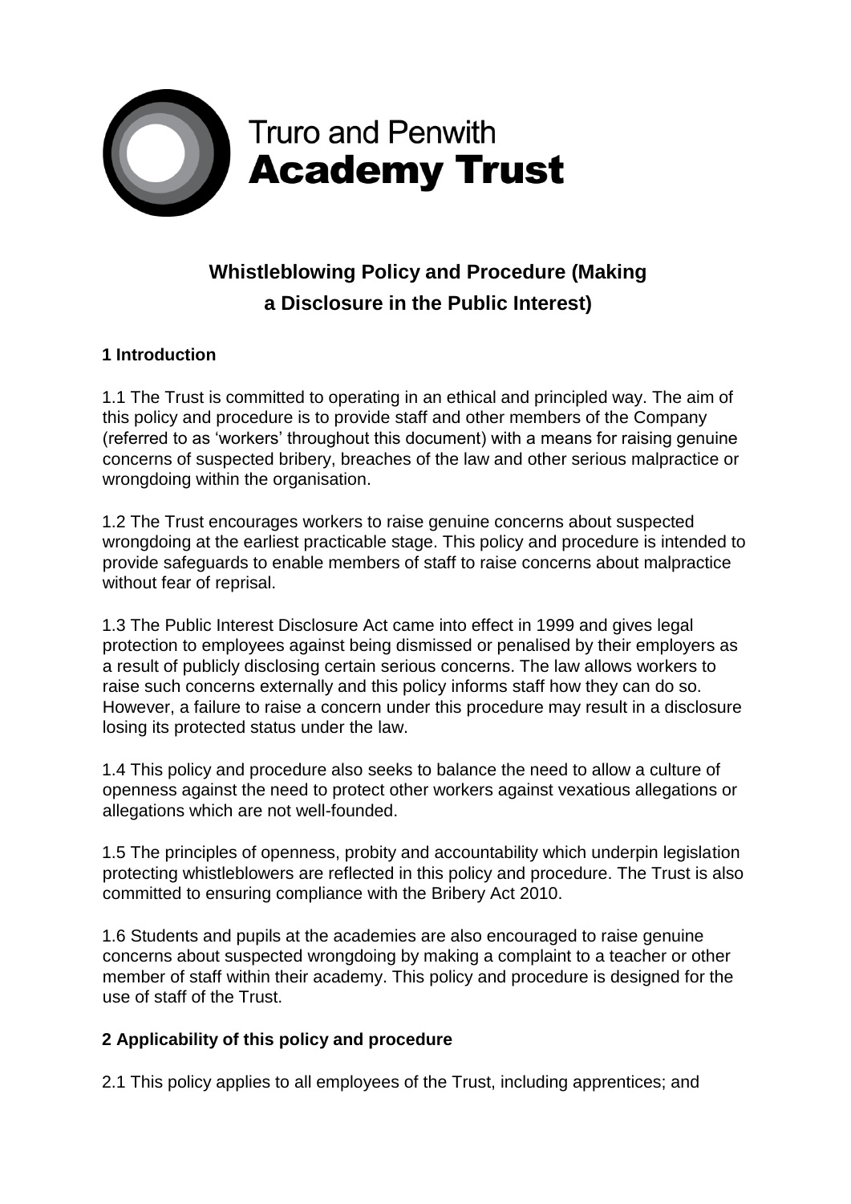Truro and Penwith **Academy Trust**

## Whistleblowing Policy and Procedure (Making a Disclosure in the Public Interest)

### 1 Introduction

1.1 The Trust is committed to operating in an ethical and principled way. The aim of this policy and procedure is to provide staff and other members of the Company (referred to as 'workers' throughout this document) with a means for raising genuine concerns of suspected bribery, breaches of the law and other serious malpractice or wrongdoing within the organisation.

1.2 The Trust encourages workers to raise genuine concerns about suspected wrongdoing at the earliest practicable stage. This policy and procedure is intended to provide safeguards to enable members of staff to raise concerns about malpractice without fear of reprisal.

1.3 The Public Interest Disclosure Act came into effect in 1999 and gives legal protection to employees against being dismissed or penalised by their employers as a result of publicly disclosing certain serious concerns. The law allows workers to raise such concerns externally and this policy informs staff how they can do so. However, a failure to raise a concern under this procedure may result in a disclosure losing its protected status under the law.

1.4 This policy and procedure also seeks to balance the need to allow a culture of openness against the need to protect other workers against vexatious allegations or allegations which are not well-founded.

1.5 The principles of openness, probity and accountability which underpin legislation protecting whistleblowers are reflected in this policy and procedure. The Trust is also committed to ensuring compliance with the Bribery Act 2010.

1.6 Students and pupils at the academies are also encouraged to raise genuine concerns about suspected wrongdoing by making a complaint to a teacher or other member of staff within their academy. This policy and procedure is designed for the use of staff of the Trust.

### 2 Applicability of this policy and procedure

2.1 This policy applies to all employees of the Trust, including apprentices; and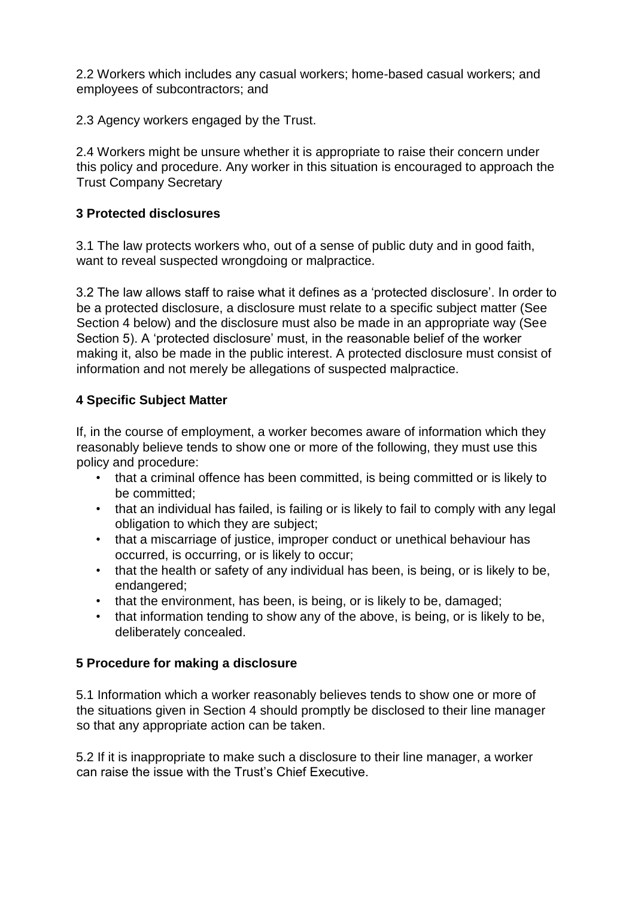2.2 Workers which includes any casual workers; home-based casual workers; and employees of subcontractors; and

2.3 Agency workers engaged by the Trust.

2.4 Workers might be unsure whether it is appropriate to raise their concern under this policy and procedure. Any worker in this situation is encouraged to approach the Trust Company Secretary

## 3 Protected disclosures

3.1 The law protects workers who, out of a sense of public duty and in good faith, want to reveal suspected wrongdoing or malpractice.

3.2 The law allows staff to raise what it defines as a 'protected disclosure'. In order to be a protected disclosure, a disclosure must relate to a specific subject matter (See Section 4 below) and the disclosure must also be made in an appropriate way (See Section 5). A 'protected disclosure' must, in the reasonable belief of the worker making it, also be made in the public interest. A protected disclosure must consist of information and not merely be allegations of suspected malpractice.

## 4 Specific Subject Matter

If, in the course of employment, a worker becomes aware of information which they reasonably believe tends to show one or more of the following, they must use this policy and procedure:

- that a criminal offence has been committed, is being committed or is likely to be committed;
- that an individual has failed, is failing or is likely to fail to comply with any legal obligation to which they are subject;
- that a miscarriage of justice, improper conduct or unethical behaviour has occurred, is occurring, or is likely to occur;
- that the health or safety of any individual has been, is being, or is likely to be, endangered;
- that the environment, has been, is being, or is likely to be, damaged;
- that information tending to show any of the above, is being, or is likely to be, deliberately concealed.

## 5 Procedure for making a disclosure

5.1 Information which a worker reasonably believes tends to show one or more of the situations given in Section 4 should promptly be disclosed to their line manager so that any appropriate action can be taken.

5.2 If it is inappropriate to make such a disclosure to their line manager, a worker can raise the issue with the Trust's Chief Executive.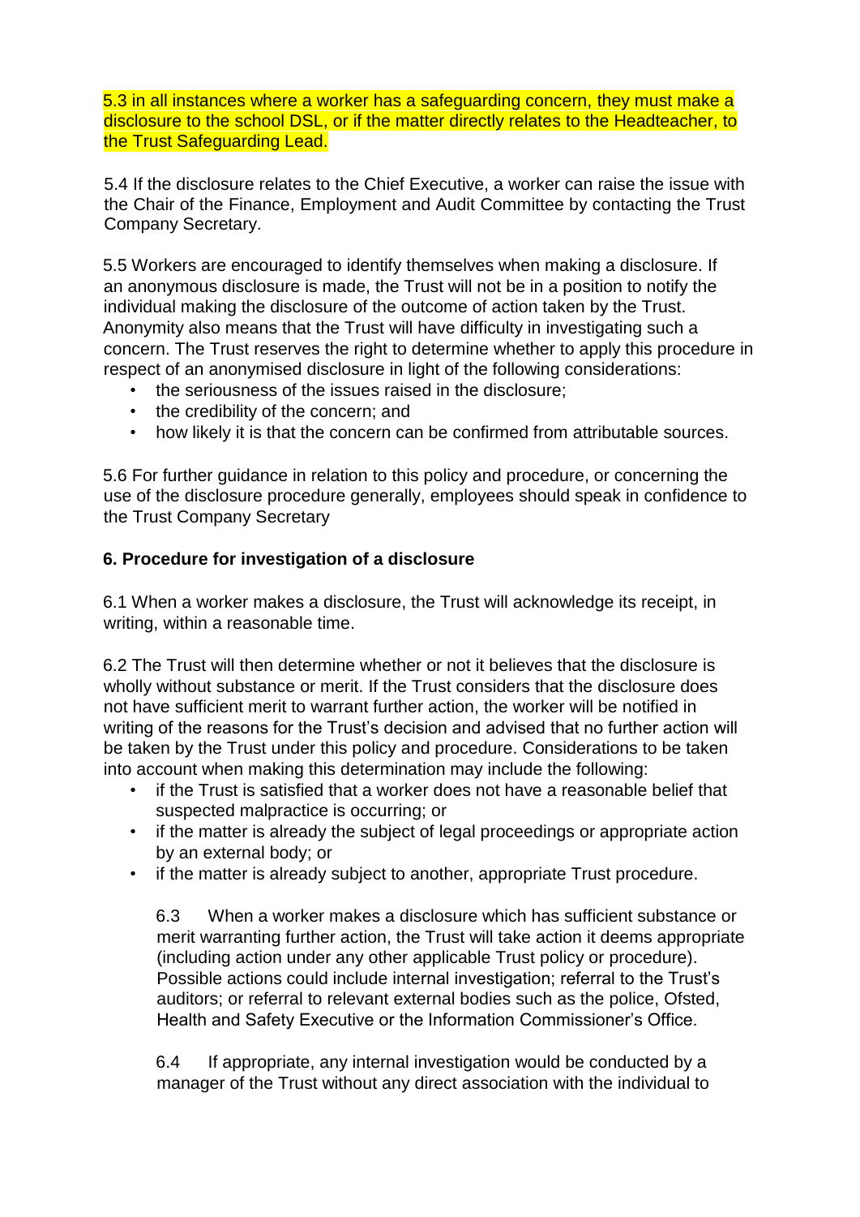5.3 in all instances where a worker has a safeguarding concern, they must make a disclosure to the school DSL, or if the matter directly relates to the Headteacher, to the Trust Safeguarding Lead.

5.4 If the disclosure relates to the Chief Executive, a worker can raise the issue with the Chair of the Finance, Employment and Audit Committee by contacting the Trust Company Secretary.

5.5 Workers are encouraged to identify themselves when making a disclosure. If an anonymous disclosure is made, the Trust will not be in a position to notify the individual making the disclosure of the outcome of action taken by the Trust. Anonymity also means that the Trust will have difficulty in investigating such a concern. The Trust reserves the right to determine whether to apply this procedure in respect of an anonymised disclosure in light of the following considerations:

- the seriousness of the issues raised in the disclosure;
- the credibility of the concern; and
- how likely it is that the concern can be confirmed from attributable sources.

5.6 For further guidance in relation to this policy and procedure, or concerning the use of the disclosure procedure generally, employees should speak in confidence to the Trust Company Secretary

**6. Procedure for investigation of a disclosure**

6.1 When a worker makes a disclosure, the Trust will acknowledge its receipt, in writing, within a reasonable time.

6.2 The Trust will then determine whether or not it believes that the disclosure is wholly without substance or merit. If the Trust considers that the disclosure does not have sufficient merit to warrant further action, the worker will be notified in writing of the reasons for the Trust's decision and advised that no further action will be taken by the Trust under this policy and procedure. Considerations to be taken into account when making this determination may include the following:

- if the Trust is satisfied that a worker does not have a reasonable belief that suspected malpractice is occurring; or
- if the matter is already the subject of legal proceedings or appropriate action by an external body; or
- if the matter is already subject to another, appropriate Trust procedure.

6.3 When a worker makes a disclosure which has sufficient substance or merit warranting further action, the Trust will take action it deems appropriate (including action under any other applicable Trust policy or procedure). Possible actions could include internal investigation; referral to the Trust's auditors; or referral to relevant external bodies such as the police, Ofsted, Health and Safety Executive or the Information Commissioner's Office.

6.4 If appropriate, any internal investigation would be conducted by a manager of the Trust without any direct association with the individual to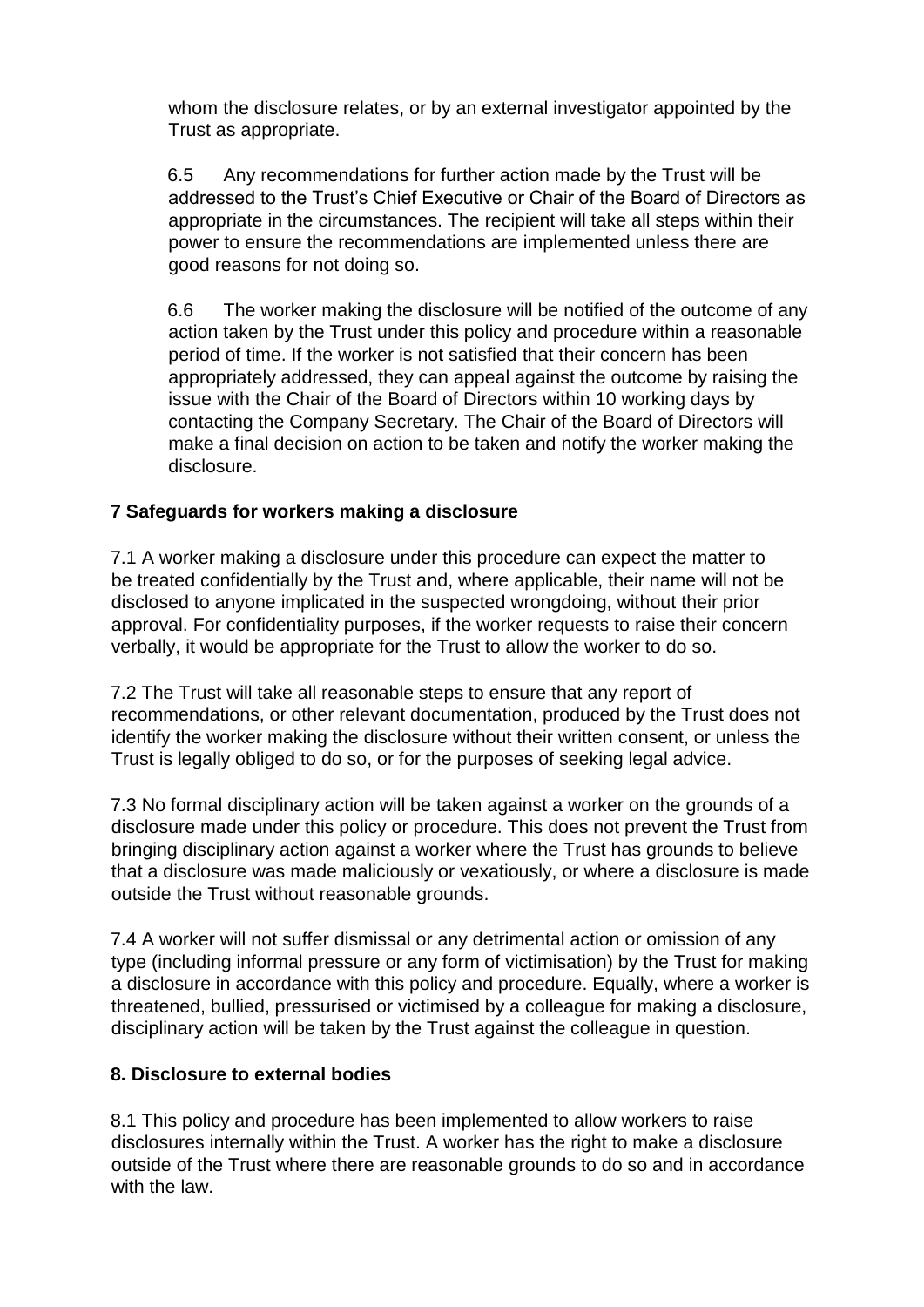whom the disclosure relates, or by an external investigator appointed by the Trust as appropriate.

6.5 Any recommendations for further action made by the Trust will be addressed to the Trust's Chief Executive or Chair of the Board of Directors as appropriate in the circumstances. The recipient will take all steps within their power to ensure the recommendations are implemented unless there are good reasons for not doing so.

6.6 The worker making the disclosure will be notified of the outcome of any action taken by the Trust under this policy and procedure within a reasonable period of time. If the worker is not satisfied that their concern has been appropriately addressed, they can appeal against the outcome by raising the issue with the Chair of the Board of Directors within 10 working days by contacting the Company Secretary. The Chair of the Board of Directors will make a final decision on action to be taken and notify the worker making the disclosure.

## 7 Safeguards for workers making a disclosure

7.1 A worker making a disclosure under this procedure can expect the matter to be treated confidentially by the Trust and, where applicable, their name will not be disclosed to anyone implicated in the suspected wrongdoing, without their prior approval. For confidentiality purposes, if the worker requests to raise their concern verbally, it would be appropriate for the Trust to allow the worker to do so.

7.2 The Trust will take all reasonable steps to ensure that any report of recommendations, or other relevant documentation, produced by the Trust does not identify the worker making the disclosure without their written consent, or unless the Trust is legally obliged to do so, or for the purposes of seeking legal advice.

7.3 No formal disciplinary action will be taken against a worker on the grounds of a disclosure made under this policy or procedure. This does not prevent the Trust from bringing disciplinary action against a worker where the Trust has grounds to believe that a disclosure was made maliciously or vexatiously, or where a disclosure is made outside the Trust without reasonable grounds.

7.4 A worker will not suffer dismissal or any detrimental action or omission of any type (including informal pressure or any form of victimisation) by the Trust for making a disclosure in accordance with this policy and procedure. Equally, where a worker is threatened, bullied, pressurised or victimised by a colleague for making a disclosure, disciplinary action will be taken by the Trust against the colleague in question.

## 8. Disclosure to external bodies

8.1 This policy and procedure has been implemented to allow workers to raise disclosures internally within the Trust. A worker has the right to make a disclosure outside of the Trust where there are reasonable grounds to do so and in accordance with the law.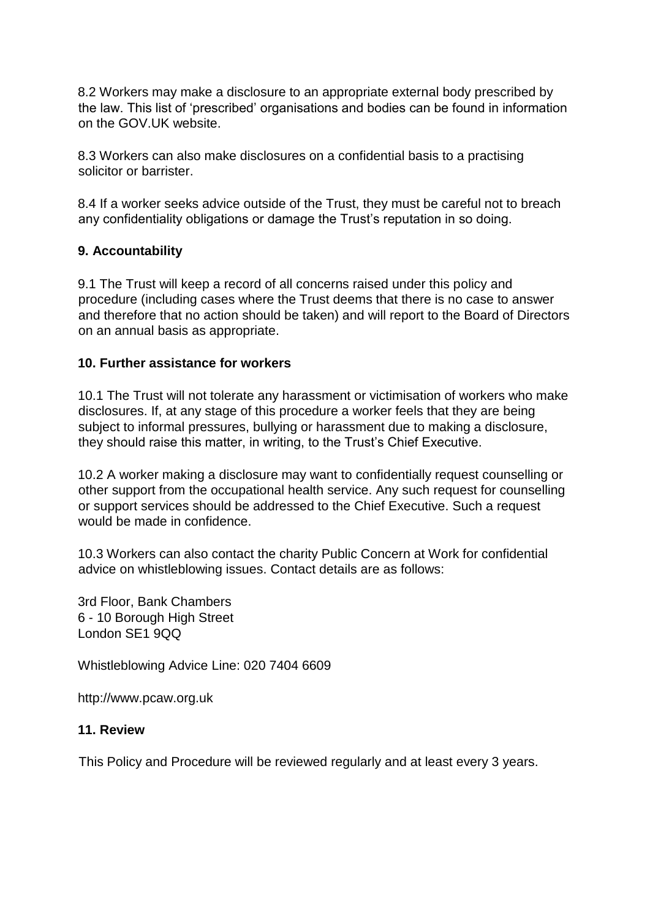8.2 Workers may make a disclosure to an appropriate external body prescribed by the law. This list of 'prescribed' organisations and bodies can be found in information on the GOV.UK website.

8.3 Workers can also make disclosures on a confidential basis to a practising solicitor or barrister.

8.4 If a worker seeks advice outside of the Trust, they must be careful not to breach any confidentiality obligations or damage the Trust's reputation in so doing.

## 9. Accountability

9.1 The Trust will keep a record of all concerns raised under this policy and procedure (including cases where the Trust deems that there is no case to answer and therefore that no action should be taken) and will report to the Board of Directors on an annual basis as appropriate.

## 10. Further assistance for workers

10.1 The Trust will not tolerate any harassment or victimisation of workers who make disclosures. If, at any stage of this procedure a worker feels that they are being subject to informal pressures, bullying or harassment due to making a disclosure, they should raise this matter, in writing, to the Trust's Chief Executive.

10.2 A worker making a disclosure may want to confidentially request counselling or other support from the occupational health service. Any such request for counselling or support services should be addressed to the Chief Executive. Such a request would be made in confidence.

10.3 Workers can also contact the charity Public Concern at Work for confidential advice on whistleblowing issues. Contact details are as follows:

3rd Floor, Bank Chambers
6 - 10 Borough High Street
London SE1 9QQ

Whistleblowing Advice Line: 020 7404 6609

http://www.pcaw.org.uk

## 11. Review

This Policy and Procedure will be reviewed regularly and at least every 3 years.